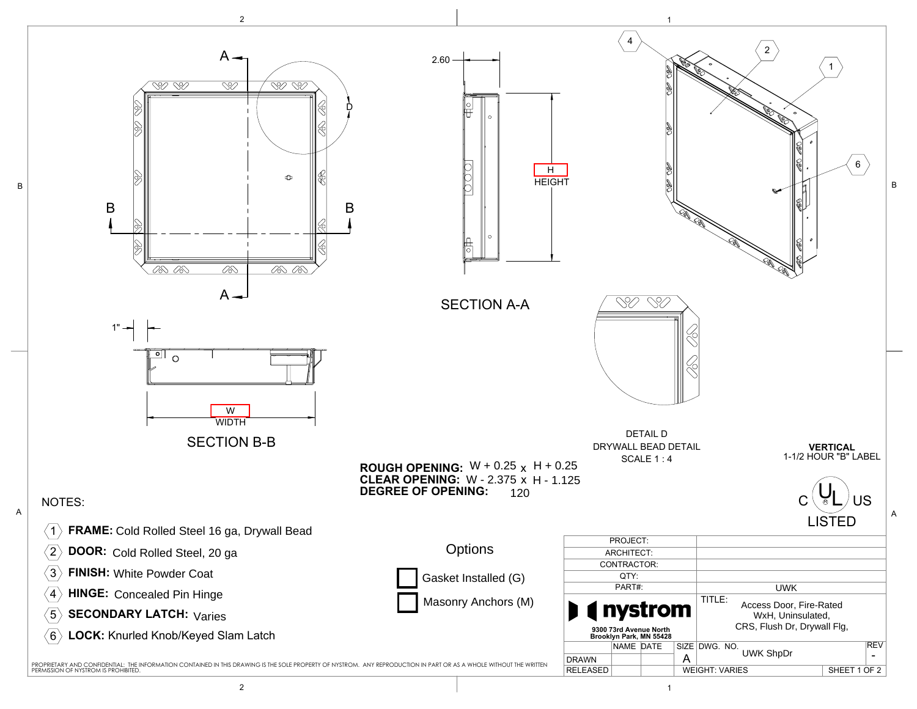SECTION A-A

2.60

H
HEIGHT

SECTION B-B

1"

W
WIDTH

DETAIL D
DRYWALL BEAD DETAIL
SCALE 1 : 4

**VERTICAL**
1-1/2 HOUR "B" LABEL

C UL US
LISTED

**ROUGH OPENING:** W + 0.25 x H + 0.25
**CLEAR OPENING:** W - 2.375 x H - 1.125
**DEGREE OF OPENING:** 120

NOTES:

1. **FRAME:** Cold Rolled Steel 16 ga, Drywall Bead
2. **DOOR:** Cold Rolled Steel, 20 ga
3. **FINISH:** White Powder Coat
4. **HINGE:** Concealed Pin Hinge
5. **SECONDARY LATCH:** Varies
6. **LOCK:** Knurled Knob/Keyed Slam Latch

Options

- ☐ Gasket Installed (G)
- ☐ Masonry Anchors (M)

| PROJECT: | |
|---|---|
| ARCHITECT: | |
| CONTRACTOR: | |
| QTY: | |
| PART#: | UWK |

nystrom
9300 73rd Avenue North
Brooklyn Park, MN 55428

TITLE: Access Door, Fire-Rated WxH, Uninsulated, CRS, Flush Dr, Drywall Flg,

| | NAME | DATE | SIZE | DWG. NO. | REV |
|---|---|---|---|---|---|
| DRAWN | | | A | UWK ShpDr | - |
| RELEASED | | | WEIGHT: VARIES | | SHEET 1 OF 2 |

PROPRIETARY AND CONFIDENTIAL: THE INFORMATION CONTAINED IN THIS DRAWING IS THE SOLE PROPERTY OF NYSTROM. ANY REPRODUCTION IN PART OR AS A WHOLE WITHOUT THE WRITTEN PERMISSION OF NYSTROM IS PROHIBITED.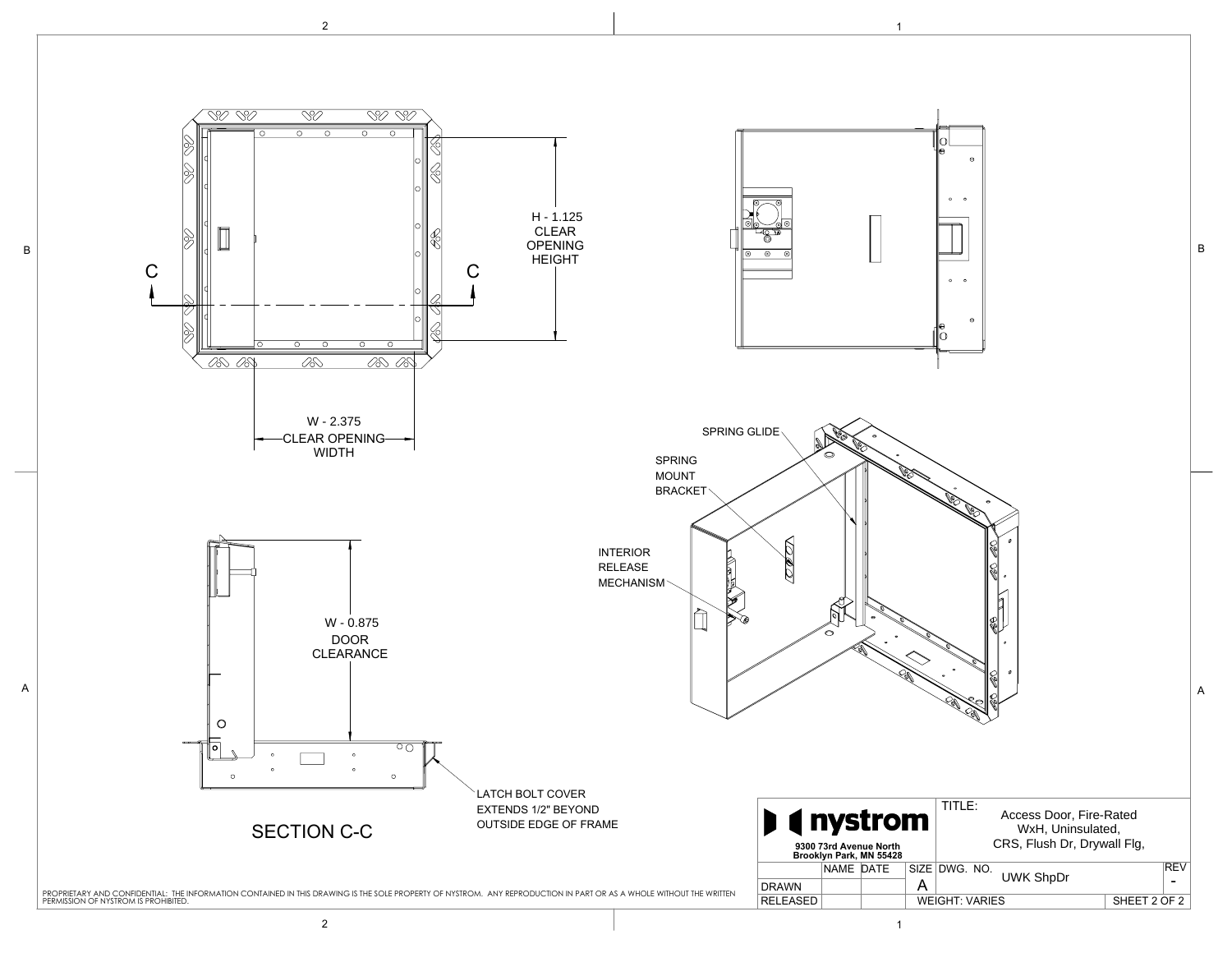H - 1.125
CLEAR
OPENING
HEIGHT

C C

W - 2.375
CLEAR OPENING
WIDTH

SPRING GLIDE

SPRING
MOUNT
BRACKET

INTERIOR
RELEASE
MECHANISM

W - 0.875
DOOR
CLEARANCE

LATCH BOLT COVER
EXTENDS 1/2" BEYOND
OUTSIDE EDGE OF FRAME

SECTION C-C

**nystrom**

9300 73rd Avenue North
Brooklyn Park, MN 55428

TITLE:
Access Door, Fire-Rated
WxH, Uninsulated,
CRS, Flush Dr, Drywall Flg,

| | NAME | DATE | SIZE | DWG. NO. | REV |
|---|---|---|---|---|---|
| DRAWN | | | A | UWK ShpDr | - |
| RELEASED | | | WEIGHT: VARIES | SHEET 2 OF 2 | |

PROPRIETARY AND CONFIDENTIAL: THE INFORMATION CONTAINED IN THIS DRAWING IS THE SOLE PROPERTY OF NYSTROM. ANY REPRODUCTION IN PART OR AS A WHOLE WITHOUT THE WRITTEN PERMISSION OF NYSTROM IS PROHIBITED.